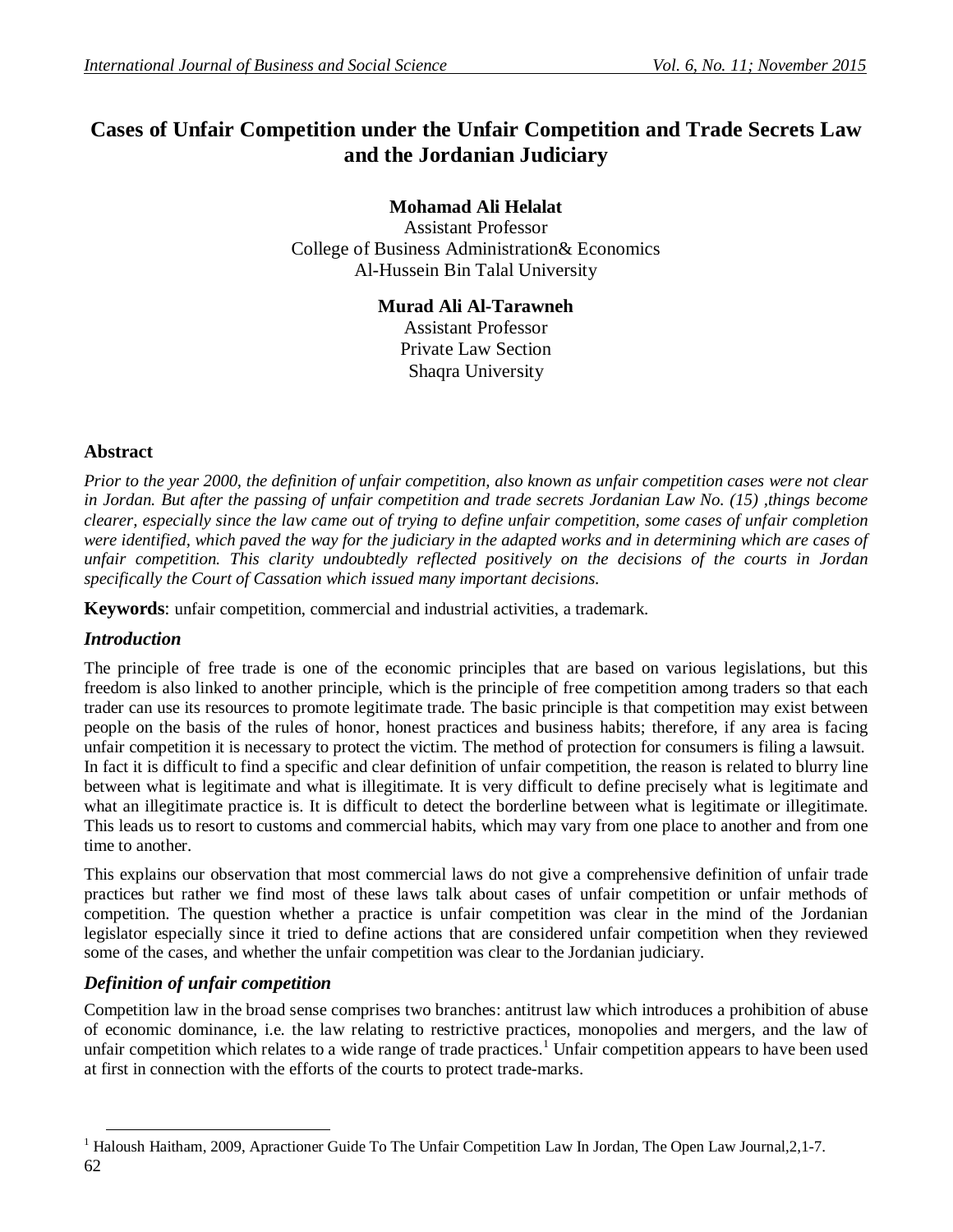# Cases of Unfair Competition under the Unfair Competition and Trade Secrets Law and the Jordanian Judiciary

**Mohamad Ali Helalat**
Assistant Professor
College of Business Administration& Economics
Al-Hussein Bin Talal University

**Murad Ali Al-Tarawneh**
Assistant Professor
Private Law Section
Shaqra University

## Abstract

*Prior to the year 2000, the definition of unfair competition, also known as unfair competition cases were not clear in Jordan. But after the passing of unfair competition and trade secrets Jordanian Law No. (15) ,things become clearer, especially since the law came out of trying to define unfair competition, some cases of unfair completion were identified, which paved the way for the judiciary in the adapted works and in determining which are cases of unfair competition. This clarity undoubtedly reflected positively on the decisions of the courts in Jordan specifically the Court of Cassation which issued many important decisions.*

**Keywords**: unfair competition, commercial and industrial activities, a trademark.

## *Introduction*

The principle of free trade is one of the economic principles that are based on various legislations, but this freedom is also linked to another principle, which is the principle of free competition among traders so that each trader can use its resources to promote legitimate trade. The basic principle is that competition may exist between people on the basis of the rules of honor, honest practices and business habits; therefore, if any area is facing unfair competition it is necessary to protect the victim. The method of protection for consumers is filing a lawsuit. In fact it is difficult to find a specific and clear definition of unfair competition, the reason is related to blurry line between what is legitimate and what is illegitimate. It is very difficult to define precisely what is legitimate and what an illegitimate practice is. It is difficult to detect the borderline between what is legitimate or illegitimate. This leads us to resort to customs and commercial habits, which may vary from one place to another and from one time to another.

This explains our observation that most commercial laws do not give a comprehensive definition of unfair trade practices but rather we find most of these laws talk about cases of unfair competition or unfair methods of competition. The question whether a practice is unfair competition was clear in the mind of the Jordanian legislator especially since it tried to define actions that are considered unfair competition when they reviewed some of the cases, and whether the unfair competition was clear to the Jordanian judiciary.

## *Definition of unfair competition*

Competition law in the broad sense comprises two branches: antitrust law which introduces a prohibition of abuse of economic dominance, i.e. the law relating to restrictive practices, monopolies and mergers, and the law of unfair competition which relates to a wide range of trade practices.[1] Unfair competition appears to have been used at first in connection with the efforts of the courts to protect trade-marks.

[1] Haloush Haitham, 2009, Apractioner Guide To The Unfair Competition Law In Jordan, The Open Law Journal,2,1-7.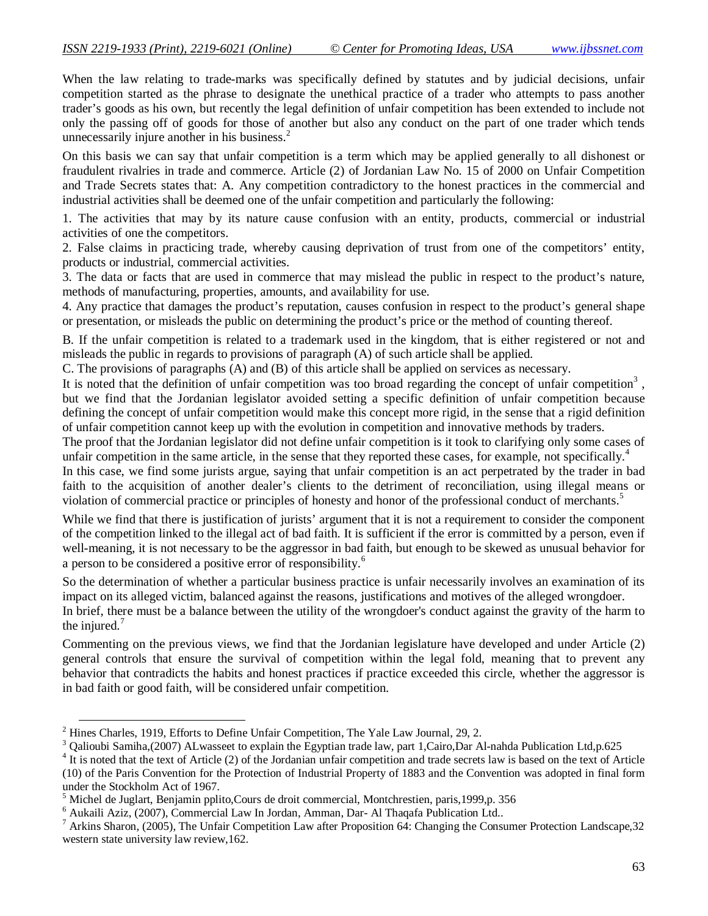When the law relating to trade-marks was specifically defined by statutes and by judicial decisions, unfair competition started as the phrase to designate the unethical practice of a trader who attempts to pass another trader's goods as his own, but recently the legal definition of unfair competition has been extended to include not only the passing off of goods for those of another but also any conduct on the part of one trader which tends unnecessarily injure another in his business.[2]

On this basis we can say that unfair competition is a term which may be applied generally to all dishonest or fraudulent rivalries in trade and commerce. Article (2) of Jordanian Law No. 15 of 2000 on Unfair Competition and Trade Secrets states that: A. Any competition contradictory to the honest practices in the commercial and industrial activities shall be deemed one of the unfair competition and particularly the following:

1. The activities that may by its nature cause confusion with an entity, products, commercial or industrial activities of one the competitors.
2. False claims in practicing trade, whereby causing deprivation of trust from one of the competitors' entity, products or industrial, commercial activities.
3. The data or facts that are used in commerce that may mislead the public in respect to the product's nature, methods of manufacturing, properties, amounts, and availability for use.
4. Any practice that damages the product's reputation, causes confusion in respect to the product's general shape or presentation, or misleads the public on determining the product's price or the method of counting thereof.

B. If the unfair competition is related to a trademark used in the kingdom, that is either registered or not and misleads the public in regards to provisions of paragraph (A) of such article shall be applied.

C. The provisions of paragraphs (A) and (B) of this article shall be applied on services as necessary.

It is noted that the definition of unfair competition was too broad regarding the concept of unfair competition[3] , but we find that the Jordanian legislator avoided setting a specific definition of unfair competition because defining the concept of unfair competition would make this concept more rigid, in the sense that a rigid definition of unfair competition cannot keep up with the evolution in competition and innovative methods by traders.

The proof that the Jordanian legislator did not define unfair competition is it took to clarifying only some cases of unfair competition in the same article, in the sense that they reported these cases, for example, not specifically.[4]

In this case, we find some jurists argue, saying that unfair competition is an act perpetrated by the trader in bad faith to the acquisition of another dealer's clients to the detriment of reconciliation, using illegal means or violation of commercial practice or principles of honesty and honor of the professional conduct of merchants.[5]

While we find that there is justification of jurists' argument that it is not a requirement to consider the component of the competition linked to the illegal act of bad faith. It is sufficient if the error is committed by a person, even if well-meaning, it is not necessary to be the aggressor in bad faith, but enough to be skewed as unusual behavior for a person to be considered a positive error of responsibility.[6]

So the determination of whether a particular business practice is unfair necessarily involves an examination of its impact on its alleged victim, balanced against the reasons, justifications and motives of the alleged wrongdoer.

In brief, there must be a balance between the utility of the wrongdoer's conduct against the gravity of the harm to the injured.[7]

Commenting on the previous views, we find that the Jordanian legislature have developed and under Article (2) general controls that ensure the survival of competition within the legal fold, meaning that to prevent any behavior that contradicts the habits and honest practices if practice exceeded this circle, whether the aggressor is in bad faith or good faith, will be considered unfair competition.

---

[2] Hines Charles, 1919, Efforts to Define Unfair Competition, The Yale Law Journal, 29, 2.

[3] Qalioubi Samiha,(2007) ALwasseet to explain the Egyptian trade law, part 1,Cairo,Dar Al-nahda Publication Ltd,p.625

[4] It is noted that the text of Article (2) of the Jordanian unfair competition and trade secrets law is based on the text of Article (10) of the Paris Convention for the Protection of Industrial Property of 1883 and the Convention was adopted in final form under the Stockholm Act of 1967.

[5] Michel de Juglart, Benjamin pplito,Cours de droit commercial, Montchrestien, paris,1999,p. 356

[6] Aukaili Aziz, (2007), Commercial Law In Jordan, Amman, Dar- Al Thaqafa Publication Ltd..

[7] Arkins Sharon, (2005), The Unfair Competition Law after Proposition 64: Changing the Consumer Protection Landscape,32 western state university law review,162.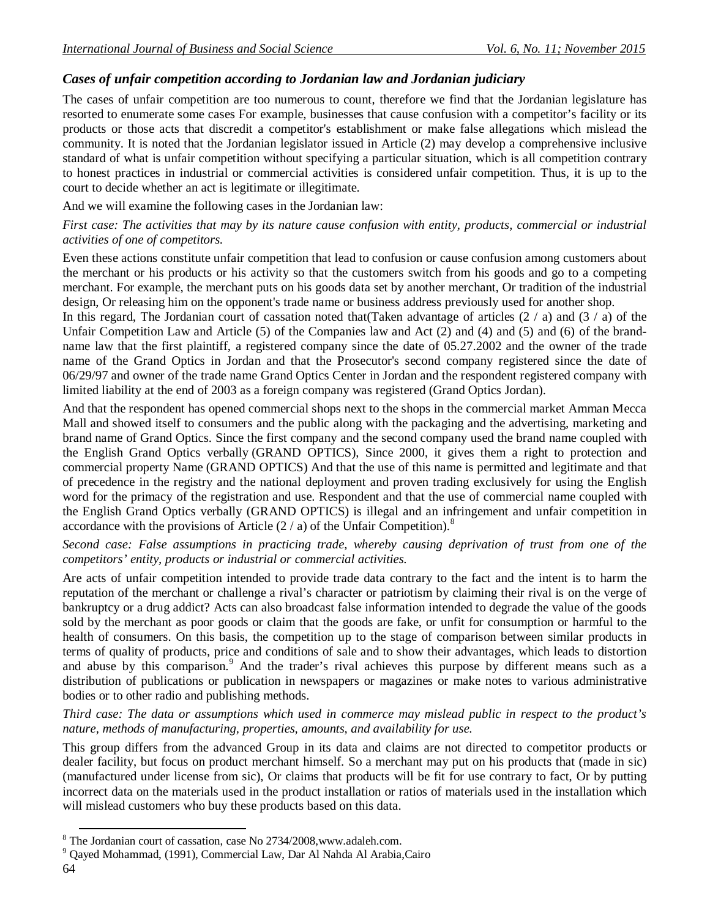### *Cases of unfair competition according to Jordanian law and Jordanian judiciary*

The cases of unfair competition are too numerous to count, therefore we find that the Jordanian legislature has resorted to enumerate some cases For example, businesses that cause confusion with a competitor's facility or its products or those acts that discredit a competitor's establishment or make false allegations which mislead the community. It is noted that the Jordanian legislator issued in Article (2) may develop a comprehensive inclusive standard of what is unfair competition without specifying a particular situation, which is all competition contrary to honest practices in industrial or commercial activities is considered unfair competition. Thus, it is up to the court to decide whether an act is legitimate or illegitimate.

And we will examine the following cases in the Jordanian law:

*First case: The activities that may by its nature cause confusion with entity, products, commercial or industrial activities of one of competitors.*

Even these actions constitute unfair competition that lead to confusion or cause confusion among customers about the merchant or his products or his activity so that the customers switch from his goods and go to a competing merchant. For example, the merchant puts on his goods data set by another merchant, Or tradition of the industrial design, Or releasing him on the opponent's trade name or business address previously used for another shop.

In this regard, The Jordanian court of cassation noted that(Taken advantage of articles (2 / a) and (3 / a) of the Unfair Competition Law and Article (5) of the Companies law and Act (2) and (4) and (5) and (6) of the brand-name law that the first plaintiff, a registered company since the date of 05.27.2002 and the owner of the trade name of the Grand Optics in Jordan and that the Prosecutor's second company registered since the date of 06/29/97 and owner of the trade name Grand Optics Center in Jordan and the respondent registered company with limited liability at the end of 2003 as a foreign company was registered (Grand Optics Jordan).

And that the respondent has opened commercial shops next to the shops in the commercial market Amman Mecca Mall and showed itself to consumers and the public along with the packaging and the advertising, marketing and brand name of Grand Optics. Since the first company and the second company used the brand name coupled with the English Grand Optics verbally (GRAND OPTICS), Since 2000, it gives them a right to protection and commercial property Name (GRAND OPTICS) And that the use of this name is permitted and legitimate and that of precedence in the registry and the national deployment and proven trading exclusively for using the English word for the primacy of the registration and use. Respondent and that the use of commercial name coupled with the English Grand Optics verbally (GRAND OPTICS) is illegal and an infringement and unfair competition in accordance with the provisions of Article (2 / a) of the Unfair Competition).[8]

*Second case: False assumptions in practicing trade, whereby causing deprivation of trust from one of the competitors' entity, products or industrial or commercial activities.*

Are acts of unfair competition intended to provide trade data contrary to the fact and the intent is to harm the reputation of the merchant or challenge a rival's character or patriotism by claiming their rival is on the verge of bankruptcy or a drug addict? Acts can also broadcast false information intended to degrade the value of the goods sold by the merchant as poor goods or claim that the goods are fake, or unfit for consumption or harmful to the health of consumers. On this basis, the competition up to the stage of comparison between similar products in terms of quality of products, price and conditions of sale and to show their advantages, which leads to distortion and abuse by this comparison.[9] And the trader's rival achieves this purpose by different means such as a distribution of publications or publication in newspapers or magazines or make notes to various administrative bodies or to other radio and publishing methods.

*Third case: The data or assumptions which used in commerce may mislead public in respect to the product's nature, methods of manufacturing, properties, amounts, and availability for use.*

This group differs from the advanced Group in its data and claims are not directed to competitor products or dealer facility, but focus on product merchant himself. So a merchant may put on his products that (made in sic) (manufactured under license from sic), Or claims that products will be fit for use contrary to fact, Or by putting incorrect data on the materials used in the product installation or ratios of materials used in the installation which will mislead customers who buy these products based on this data.

---

[8] The Jordanian court of cassation, case No 2734/2008,www.adaleh.com.

[9] Qayed Mohammad, (1991), Commercial Law, Dar Al Nahda Al Arabia,Cairo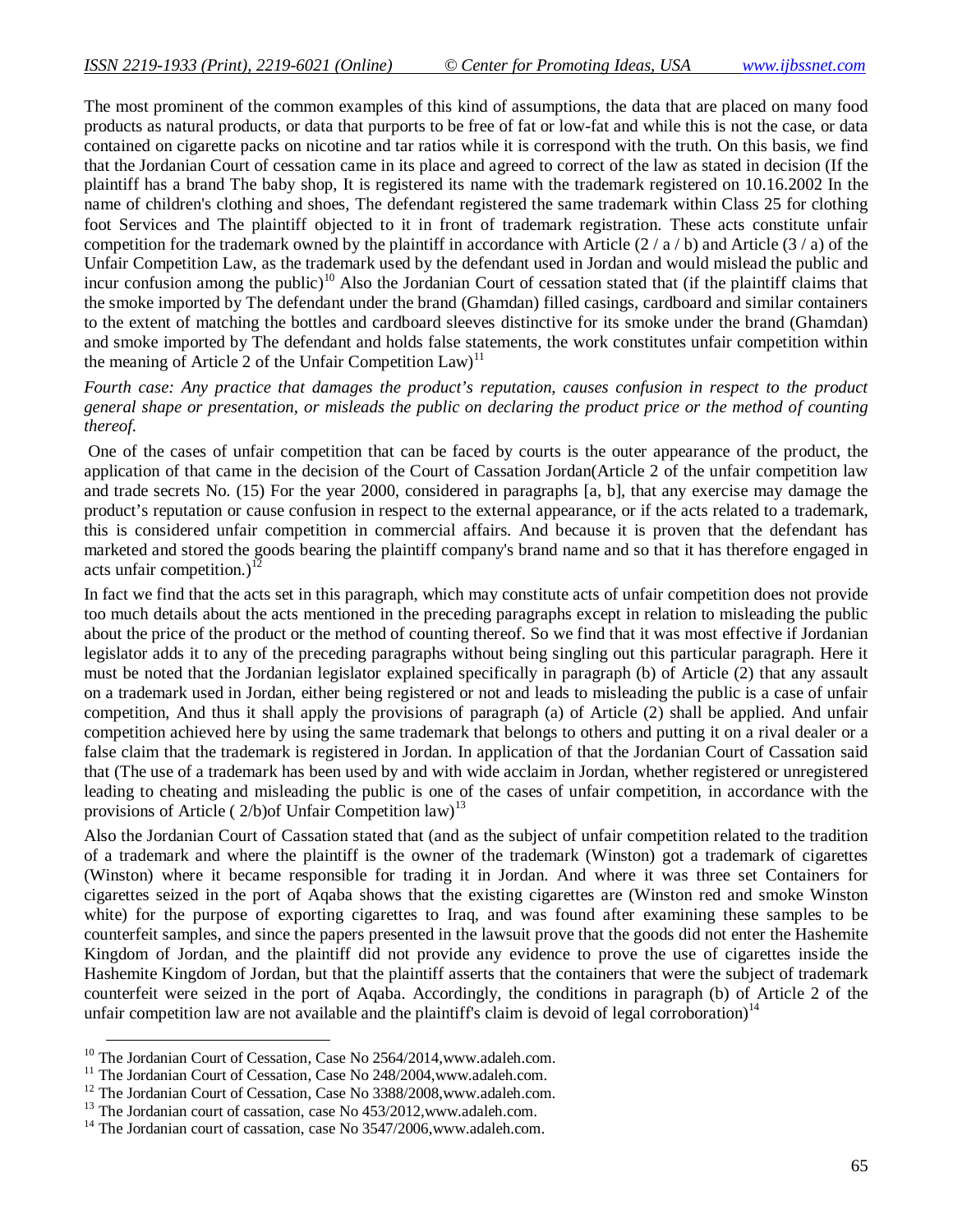The most prominent of the common examples of this kind of assumptions, the data that are placed on many food products as natural products, or data that purports to be free of fat or low-fat and while this is not the case, or data contained on cigarette packs on nicotine and tar ratios while it is correspond with the truth. On this basis, we find that the Jordanian Court of cessation came in its place and agreed to correct of the law as stated in decision (If the plaintiff has a brand The baby shop, It is registered its name with the trademark registered on 10.16.2002 In the name of children's clothing and shoes, The defendant registered the same trademark within Class 25 for clothing foot Services and The plaintiff objected to it in front of trademark registration. These acts constitute unfair competition for the trademark owned by the plaintiff in accordance with Article (2 / a / b) and Article (3 / a) of the Unfair Competition Law, as the trademark used by the defendant used in Jordan and would mislead the public and incur confusion among the public)[10] Also the Jordanian Court of cessation stated that (if the plaintiff claims that the smoke imported by The defendant under the brand (Ghamdan) filled casings, cardboard and similar containers to the extent of matching the bottles and cardboard sleeves distinctive for its smoke under the brand (Ghamdan) and smoke imported by The defendant and holds false statements, the work constitutes unfair competition within the meaning of Article 2 of the Unfair Competition Law)[11]

*Fourth case: Any practice that damages the product's reputation, causes confusion in respect to the product general shape or presentation, or misleads the public on declaring the product price or the method of counting thereof.*

One of the cases of unfair competition that can be faced by courts is the outer appearance of the product, the application of that came in the decision of the Court of Cassation Jordan(Article 2 of the unfair competition law and trade secrets No. (15) For the year 2000, considered in paragraphs [a, b], that any exercise may damage the product's reputation or cause confusion in respect to the external appearance, or if the acts related to a trademark, this is considered unfair competition in commercial affairs. And because it is proven that the defendant has marketed and stored the goods bearing the plaintiff company's brand name and so that it has therefore engaged in acts unfair competition.)[12]

In fact we find that the acts set in this paragraph, which may constitute acts of unfair competition does not provide too much details about the acts mentioned in the preceding paragraphs except in relation to misleading the public about the price of the product or the method of counting thereof. So we find that it was most effective if Jordanian legislator adds it to any of the preceding paragraphs without being singling out this particular paragraph. Here it must be noted that the Jordanian legislator explained specifically in paragraph (b) of Article (2) that any assault on a trademark used in Jordan, either being registered or not and leads to misleading the public is a case of unfair competition, And thus it shall apply the provisions of paragraph (a) of Article (2) shall be applied. And unfair competition achieved here by using the same trademark that belongs to others and putting it on a rival dealer or a false claim that the trademark is registered in Jordan. In application of that the Jordanian Court of Cassation said that (The use of a trademark has been used by and with wide acclaim in Jordan, whether registered or unregistered leading to cheating and misleading the public is one of the cases of unfair competition, in accordance with the provisions of Article ( 2/b)of Unfair Competition law)[13]

Also the Jordanian Court of Cassation stated that (and as the subject of unfair competition related to the tradition of a trademark and where the plaintiff is the owner of the trademark (Winston) got a trademark of cigarettes (Winston) where it became responsible for trading it in Jordan. And where it was three set Containers for cigarettes seized in the port of Aqaba shows that the existing cigarettes are (Winston red and smoke Winston white) for the purpose of exporting cigarettes to Iraq, and was found after examining these samples to be counterfeit samples, and since the papers presented in the lawsuit prove that the goods did not enter the Hashemite Kingdom of Jordan, and the plaintiff did not provide any evidence to prove the use of cigarettes inside the Hashemite Kingdom of Jordan, but that the plaintiff asserts that the containers that were the subject of trademark counterfeit were seized in the port of Aqaba. Accordingly, the conditions in paragraph (b) of Article 2 of the unfair competition law are not available and the plaintiff's claim is devoid of legal corroboration)[14]

---

[10] The Jordanian Court of Cessation, Case No 2564/2014,www.adaleh.com.

[11] The Jordanian Court of Cessation, Case No 248/2004,www.adaleh.com.

[12] The Jordanian Court of Cessation, Case No 3388/2008,www.adaleh.com.

[13] The Jordanian court of cassation, case No 453/2012,www.adaleh.com.

[14] The Jordanian court of cassation, case No 3547/2006,www.adaleh.com.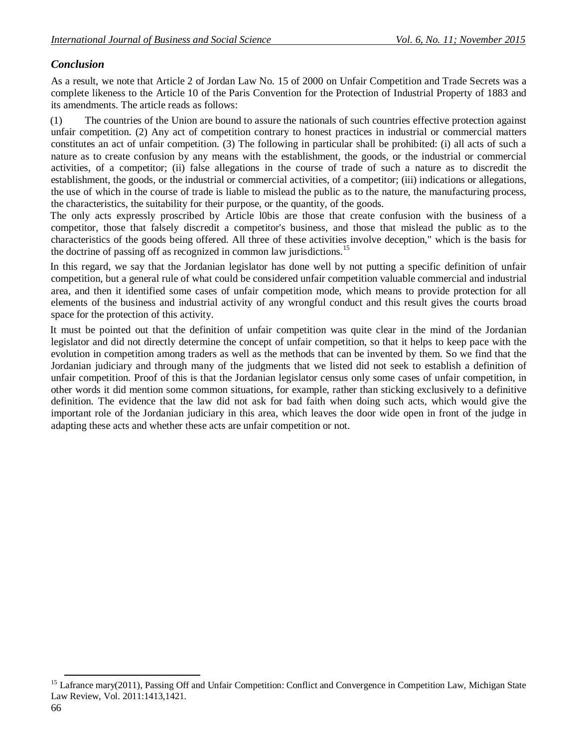## *Conclusion*

As a result, we note that Article 2 of Jordan Law No. 15 of 2000 on Unfair Competition and Trade Secrets was a complete likeness to the Article 10 of the Paris Convention for the Protection of Industrial Property of 1883 and its amendments. The article reads as follows:

(1) The countries of the Union are bound to assure the nationals of such countries effective protection against unfair competition. (2) Any act of competition contrary to honest practices in industrial or commercial matters constitutes an act of unfair competition. (3) The following in particular shall be prohibited: (i) all acts of such a nature as to create confusion by any means with the establishment, the goods, or the industrial or commercial activities, of a competitor; (ii) false allegations in the course of trade of such a nature as to discredit the establishment, the goods, or the industrial or commercial activities, of a competitor; (iii) indications or allegations, the use of which in the course of trade is liable to mislead the public as to the nature, the manufacturing process, the characteristics, the suitability for their purpose, or the quantity, of the goods.

The only acts expressly proscribed by Article l0bis are those that create confusion with the business of a competitor, those that falsely discredit a competitor's business, and those that mislead the public as to the characteristics of the goods being offered. All three of these activities involve deception," which is the basis for the doctrine of passing off as recognized in common law jurisdictions.[15]

In this regard, we say that the Jordanian legislator has done well by not putting a specific definition of unfair competition, but a general rule of what could be considered unfair competition valuable commercial and industrial area, and then it identified some cases of unfair competition mode, which means to provide protection for all elements of the business and industrial activity of any wrongful conduct and this result gives the courts broad space for the protection of this activity.

It must be pointed out that the definition of unfair competition was quite clear in the mind of the Jordanian legislator and did not directly determine the concept of unfair competition, so that it helps to keep pace with the evolution in competition among traders as well as the methods that can be invented by them. So we find that the Jordanian judiciary and through many of the judgments that we listed did not seek to establish a definition of unfair competition. Proof of this is that the Jordanian legislator census only some cases of unfair competition, in other words it did mention some common situations, for example, rather than sticking exclusively to a definitive definition. The evidence that the law did not ask for bad faith when doing such acts, which would give the important role of the Jordanian judiciary in this area, which leaves the door wide open in front of the judge in adapting these acts and whether these acts are unfair competition or not.

---

[15] Lafrance mary(2011), Passing Off and Unfair Competition: Conflict and Convergence in Competition Law, Michigan State Law Review, Vol. 2011:1413,1421.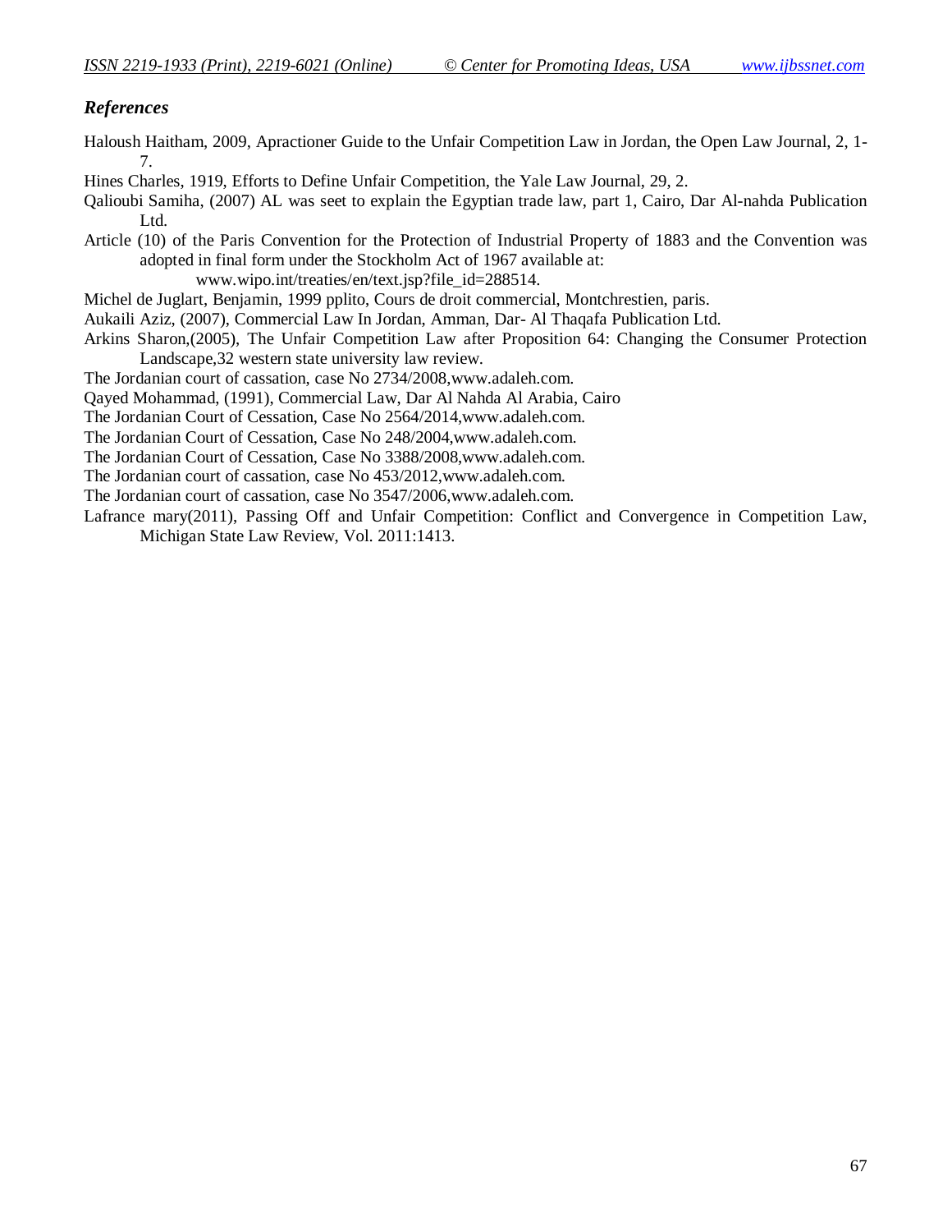## *References*

Haloush Haitham, 2009, Apractioner Guide to the Unfair Competition Law in Jordan, the Open Law Journal, 2, 1-7.

Hines Charles, 1919, Efforts to Define Unfair Competition, the Yale Law Journal, 29, 2.

Qalioubi Samiha, (2007) AL was seet to explain the Egyptian trade law, part 1, Cairo, Dar Al-nahda Publication Ltd.

Article (10) of the Paris Convention for the Protection of Industrial Property of 1883 and the Convention was adopted in final form under the Stockholm Act of 1967 available at: www.wipo.int/treaties/en/text.jsp?file_id=288514.

Michel de Juglart, Benjamin, 1999 pplito, Cours de droit commercial, Montchrestien, paris.

Aukaili Aziz, (2007), Commercial Law In Jordan, Amman, Dar- Al Thaqafa Publication Ltd.

Arkins Sharon,(2005), The Unfair Competition Law after Proposition 64: Changing the Consumer Protection Landscape,32 western state university law review.

The Jordanian court of cassation, case No 2734/2008,www.adaleh.com.

Qayed Mohammad, (1991), Commercial Law, Dar Al Nahda Al Arabia, Cairo

The Jordanian Court of Cessation, Case No 2564/2014,www.adaleh.com.

The Jordanian Court of Cessation, Case No 248/2004,www.adaleh.com.

The Jordanian Court of Cessation, Case No 3388/2008,www.adaleh.com.

The Jordanian court of cassation, case No 453/2012,www.adaleh.com.

The Jordanian court of cassation, case No 3547/2006,www.adaleh.com.

Lafrance mary(2011), Passing Off and Unfair Competition: Conflict and Convergence in Competition Law, Michigan State Law Review, Vol. 2011:1413.